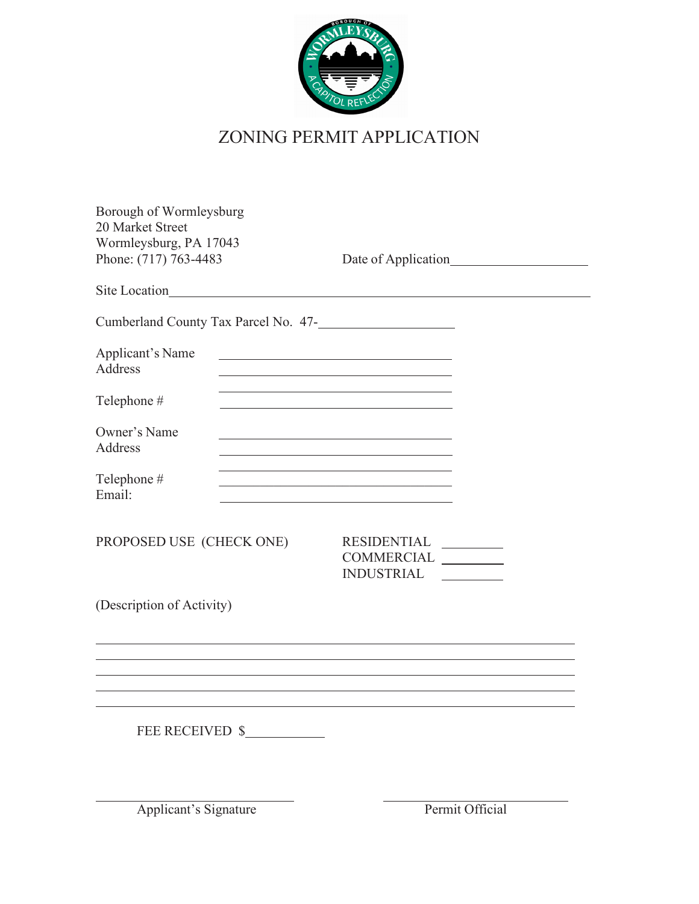# ZONING PERMIT APPLICATION

Borough of Wormleysburg
20 Market Street
Wormleysburg, PA 17043
Phone: (717) 763-4483

Date of Application\_\_\_\_\_\_\_\_\_\_\_\_\_\_\_\_\_\_\_\_

Site Location\_\_\_\_\_\_\_\_\_\_\_\_\_\_\_\_\_\_\_\_\_\_\_\_\_\_\_\_\_\_\_\_\_\_\_\_\_\_\_\_\_\_\_\_\_\_\_\_\_\_\_\_\_\_

Cumberland County Tax Parcel No. 47-\_\_\_\_\_\_\_\_\_\_\_\_\_\_\_\_\_\_\_\_

Applicant's Name \_\_\_\_\_\_\_\_\_\_\_\_\_\_\_\_\_\_\_\_\_\_\_\_\_\_\_\_\_\_\_\_\_\_
Address \_\_\_\_\_\_\_\_\_\_\_\_\_\_\_\_\_\_\_\_\_\_\_\_\_\_\_\_\_\_\_\_\_\_
\_\_\_\_\_\_\_\_\_\_\_\_\_\_\_\_\_\_\_\_\_\_\_\_\_\_\_\_\_\_\_\_\_\_
Telephone # \_\_\_\_\_\_\_\_\_\_\_\_\_\_\_\_\_\_\_\_\_\_\_\_\_\_\_\_\_\_\_\_\_\_

Owner's Name \_\_\_\_\_\_\_\_\_\_\_\_\_\_\_\_\_\_\_\_\_\_\_\_\_\_\_\_\_\_\_\_\_\_
Address \_\_\_\_\_\_\_\_\_\_\_\_\_\_\_\_\_\_\_\_\_\_\_\_\_\_\_\_\_\_\_\_\_\_
\_\_\_\_\_\_\_\_\_\_\_\_\_\_\_\_\_\_\_\_\_\_\_\_\_\_\_\_\_\_\_\_\_\_
Telephone # \_\_\_\_\_\_\_\_\_\_\_\_\_\_\_\_\_\_\_\_\_\_\_\_\_\_\_\_\_\_\_\_\_\_
Email: \_\_\_\_\_\_\_\_\_\_\_\_\_\_\_\_\_\_\_\_\_\_\_\_\_\_\_\_\_\_\_\_\_\_

PROPOSED USE (CHECK ONE)

- RESIDENTIAL \_\_\_\_\_\_\_\_\_
- COMMERCIAL \_\_\_\_\_\_\_\_\_
- INDUSTRIAL \_\_\_\_\_\_\_\_\_

(Description of Activity)

\_\_\_\_\_\_\_\_\_\_\_\_\_\_\_\_\_\_\_\_\_\_\_\_\_\_\_\_\_\_\_\_\_\_\_\_\_\_\_\_\_\_\_\_\_\_\_\_\_\_\_\_\_\_\_\_\_\_\_\_\_\_\_\_\_\_\_\_
\_\_\_\_\_\_\_\_\_\_\_\_\_\_\_\_\_\_\_\_\_\_\_\_\_\_\_\_\_\_\_\_\_\_\_\_\_\_\_\_\_\_\_\_\_\_\_\_\_\_\_\_\_\_\_\_\_\_\_\_\_\_\_\_\_\_\_\_
\_\_\_\_\_\_\_\_\_\_\_\_\_\_\_\_\_\_\_\_\_\_\_\_\_\_\_\_\_\_\_\_\_\_\_\_\_\_\_\_\_\_\_\_\_\_\_\_\_\_\_\_\_\_\_\_\_\_\_\_\_\_\_\_\_\_\_\_
\_\_\_\_\_\_\_\_\_\_\_\_\_\_\_\_\_\_\_\_\_\_\_\_\_\_\_\_\_\_\_\_\_\_\_\_\_\_\_\_\_\_\_\_\_\_\_\_\_\_\_\_\_\_\_\_\_\_\_\_\_\_\_\_\_\_\_\_
\_\_\_\_\_\_\_\_\_\_\_\_\_\_\_\_\_\_\_\_\_\_\_\_\_\_\_\_\_\_\_\_\_\_\_\_\_\_\_\_\_\_\_\_\_\_\_\_\_\_\_\_\_\_\_\_\_\_\_\_\_\_\_\_\_\_\_\_

FEE RECEIVED $\_\_\_\_\_\_\_\_\_\_\_\_

\_\_\_\_\_\_\_\_\_\_\_\_\_\_\_\_\_\_\_\_\_\_\_\_\_\_\_\_\_\_
Applicant's Signature

\_\_\_\_\_\_\_\_\_\_\_\_\_\_\_\_\_\_\_\_\_\_\_\_\_\_\_\_\_\_
Permit Official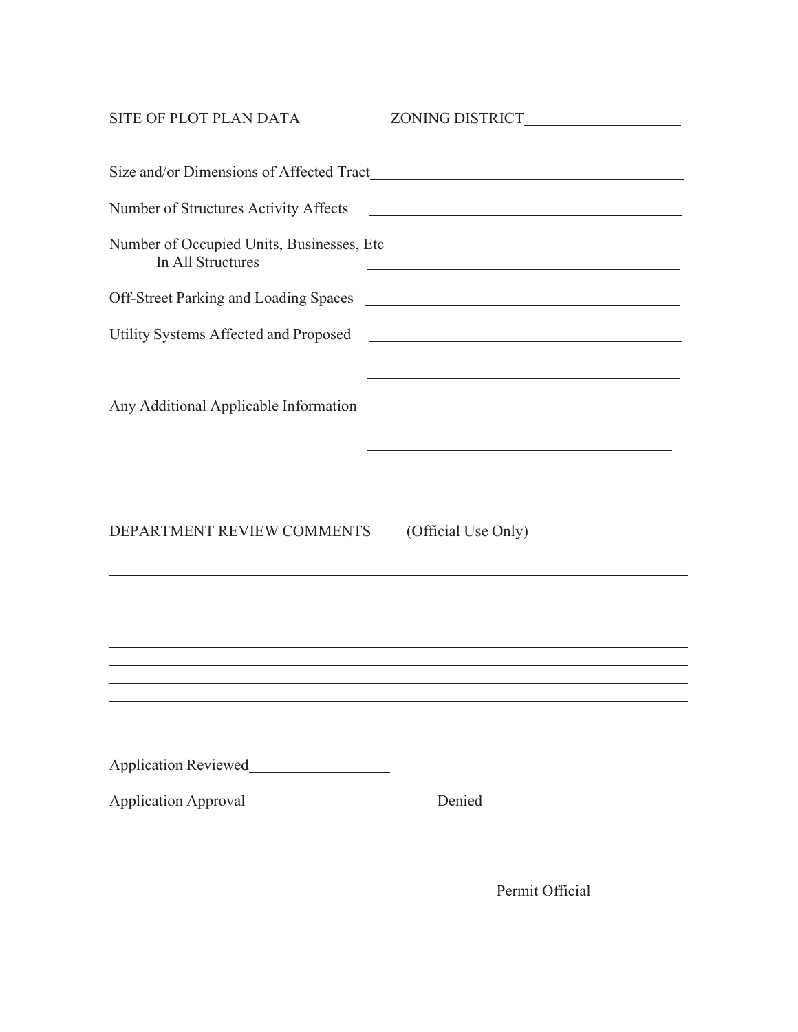SITE OF PLOT PLAN DATA ZONING DISTRICT____________________

Size and/or Dimensions of Affected Tract________________________________________

Number of Structures Activity Affects ________________________________________

Number of Occupied Units, Businesses, Etc
In All Structures ________________________________________

Off-Street Parking and Loading Spaces ________________________________________

Utility Systems Affected and Proposed ________________________________________

________________________________________

Any Additional Applicable Information ________________________________________

________________________________________

________________________________________

DEPARTMENT REVIEW COMMENTS (Official Use Only)

________________________________________________________________________________

________________________________________________________________________________

________________________________________________________________________________

________________________________________________________________________________

________________________________________________________________________________

________________________________________________________________________________

________________________________________________________________________________

________________________________________________________________________________

Application Reviewed__________________

Application Approval__________________ Denied___________________

___________________________

Permit Official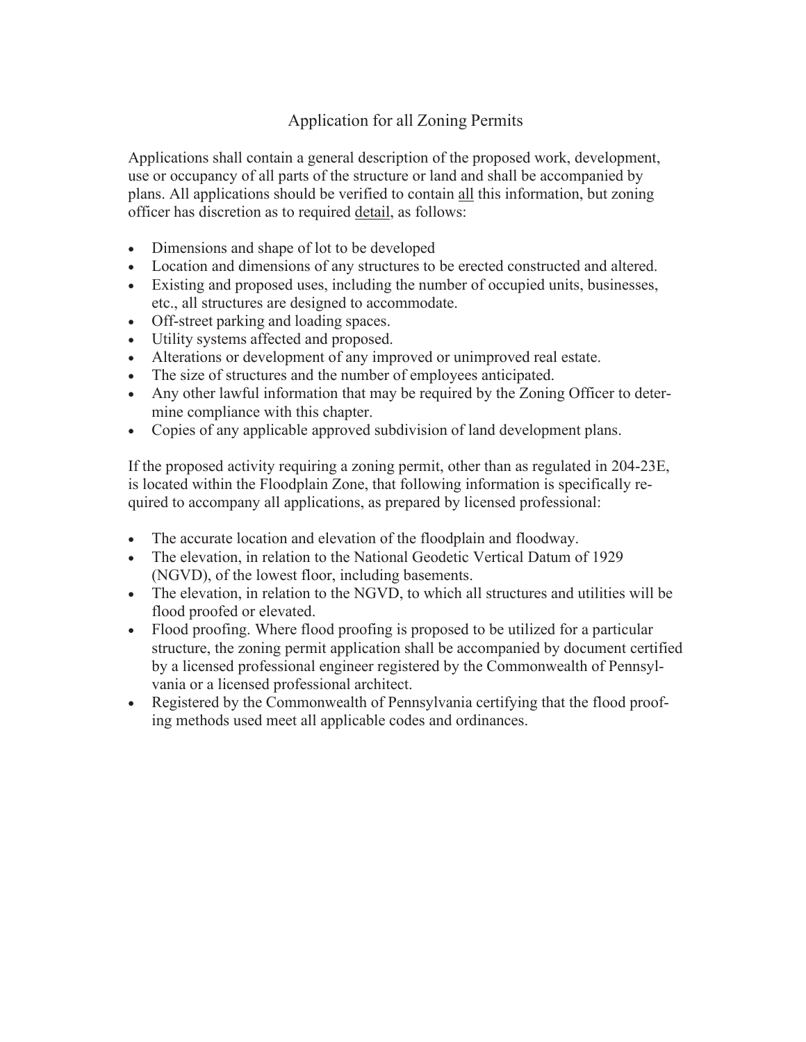# Application for all Zoning Permits

Applications shall contain a general description of the proposed work, development, use or occupancy of all parts of the structure or land and shall be accompanied by plans. All applications should be verified to contain <u>all</u> this information, but zoning officer has discretion as to required <u>detail</u>, as follows:

- Dimensions and shape of lot to be developed
- Location and dimensions of any structures to be erected constructed and altered.
- Existing and proposed uses, including the number of occupied units, businesses, etc., all structures are designed to accommodate.
- Off-street parking and loading spaces.
- Utility systems affected and proposed.
- Alterations or development of any improved or unimproved real estate.
- The size of structures and the number of employees anticipated.
- Any other lawful information that may be required by the Zoning Officer to determine compliance with this chapter.
- Copies of any applicable approved subdivision of land development plans.

If the proposed activity requiring a zoning permit, other than as regulated in 204-23E, is located within the Floodplain Zone, that following information is specifically required to accompany all applications, as prepared by licensed professional:

- The accurate location and elevation of the floodplain and floodway.
- The elevation, in relation to the National Geodetic Vertical Datum of 1929 (NGVD), of the lowest floor, including basements.
- The elevation, in relation to the NGVD, to which all structures and utilities will be flood proofed or elevated.
- Flood proofing. Where flood proofing is proposed to be utilized for a particular structure, the zoning permit application shall be accompanied by document certified by a licensed professional engineer registered by the Commonwealth of Pennsylvania or a licensed professional architect.
- Registered by the Commonwealth of Pennsylvania certifying that the flood proofing methods used meet all applicable codes and ordinances.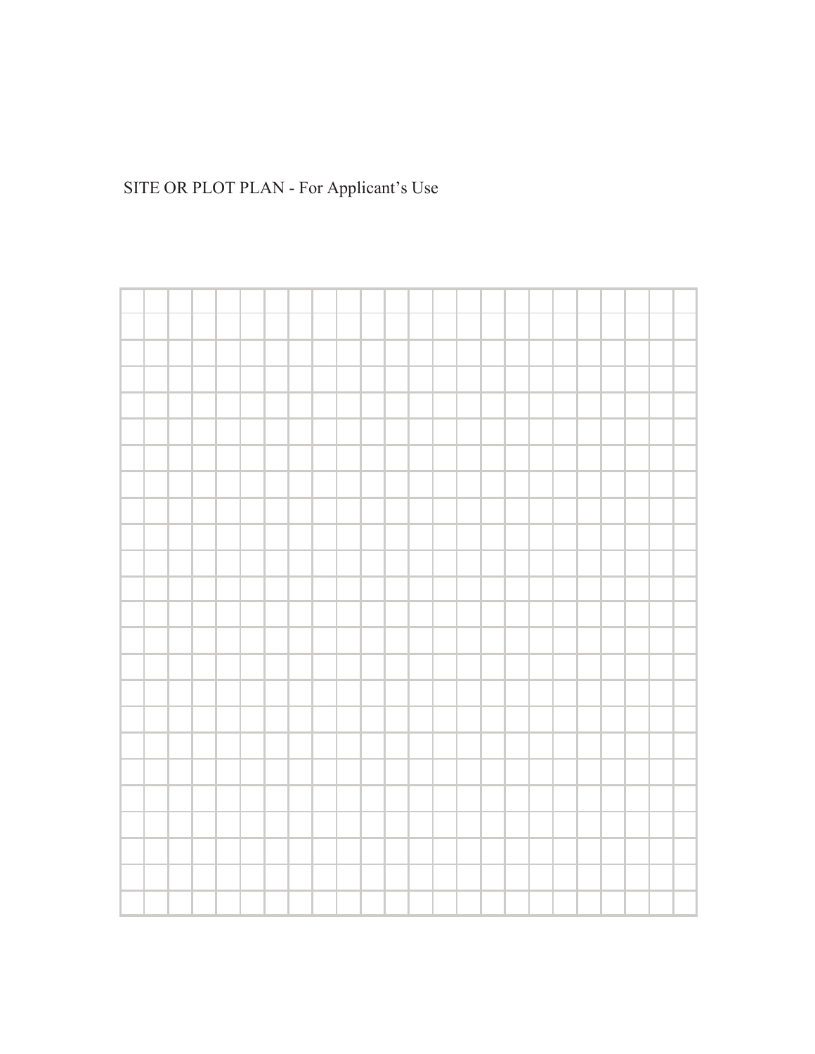SITE OR PLOT PLAN - For Applicant’s Use